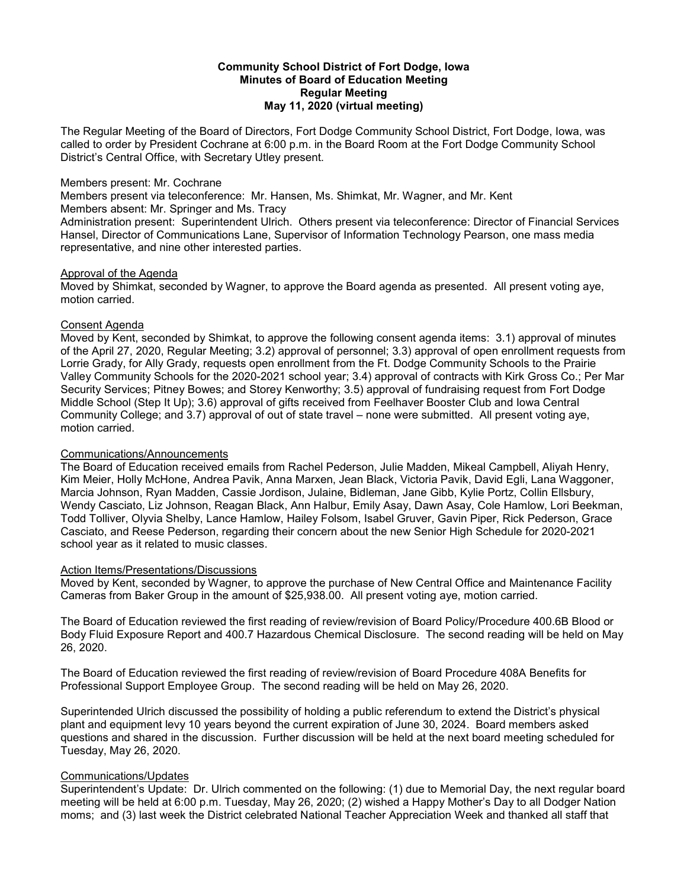**Community School District of Fort Dodge, Iowa**
**Minutes of Board of Education Meeting**
**Regular Meeting**
**May 11, 2020 (virtual meeting)**

The Regular Meeting of the Board of Directors, Fort Dodge Community School District, Fort Dodge, Iowa, was called to order by President Cochrane at 6:00 p.m. in the Board Room at the Fort Dodge Community School District's Central Office, with Secretary Utley present.

Members present: Mr. Cochrane
Members present via teleconference: Mr. Hansen, Ms. Shimkat, Mr. Wagner, and Mr. Kent
Members absent: Mr. Springer and Ms. Tracy
Administration present: Superintendent Ulrich. Others present via teleconference: Director of Financial Services Hansel, Director of Communications Lane, Supervisor of Information Technology Pearson, one mass media representative, and nine other interested parties.

Approval of the Agenda
Moved by Shimkat, seconded by Wagner, to approve the Board agenda as presented. All present voting aye, motion carried.

Consent Agenda
Moved by Kent, seconded by Shimkat, to approve the following consent agenda items: 3.1) approval of minutes of the April 27, 2020, Regular Meeting; 3.2) approval of personnel; 3.3) approval of open enrollment requests from Lorrie Grady, for Ally Grady, requests open enrollment from the Ft. Dodge Community Schools to the Prairie Valley Community Schools for the 2020-2021 school year; 3.4) approval of contracts with Kirk Gross Co.; Per Mar Security Services; Pitney Bowes; and Storey Kenworthy; 3.5) approval of fundraising request from Fort Dodge Middle School (Step It Up); 3.6) approval of gifts received from Feelhaver Booster Club and Iowa Central Community College; and 3.7) approval of out of state travel – none were submitted. All present voting aye, motion carried.

Communications/Announcements
The Board of Education received emails from Rachel Pederson, Julie Madden, Mikeal Campbell, Aliyah Henry, Kim Meier, Holly McHone, Andrea Pavik, Anna Marxen, Jean Black, Victoria Pavik, David Egli, Lana Waggoner, Marcia Johnson, Ryan Madden, Cassie Jordison, Julaine, Bidleman, Jane Gibb, Kylie Portz, Collin Ellsbury, Wendy Casciato, Liz Johnson, Reagan Black, Ann Halbur, Emily Asay, Dawn Asay, Cole Hamlow, Lori Beekman, Todd Tolliver, Olyvia Shelby, Lance Hamlow, Hailey Folsom, Isabel Gruver, Gavin Piper, Rick Pederson, Grace Casciato, and Reese Pederson, regarding their concern about the new Senior High Schedule for 2020-2021 school year as it related to music classes.

Action Items/Presentations/Discussions
Moved by Kent, seconded by Wagner, to approve the purchase of New Central Office and Maintenance Facility Cameras from Baker Group in the amount of $25,938.00. All present voting aye, motion carried.

The Board of Education reviewed the first reading of review/revision of Board Policy/Procedure 400.6B Blood or Body Fluid Exposure Report and 400.7 Hazardous Chemical Disclosure. The second reading will be held on May 26, 2020.

The Board of Education reviewed the first reading of review/revision of Board Procedure 408A Benefits for Professional Support Employee Group. The second reading will be held on May 26, 2020.

Superintended Ulrich discussed the possibility of holding a public referendum to extend the District's physical plant and equipment levy 10 years beyond the current expiration of June 30, 2024. Board members asked questions and shared in the discussion. Further discussion will be held at the next board meeting scheduled for Tuesday, May 26, 2020.

Communications/Updates
Superintendent's Update: Dr. Ulrich commented on the following: (1) due to Memorial Day, the next regular board meeting will be held at 6:00 p.m. Tuesday, May 26, 2020; (2) wished a Happy Mother's Day to all Dodger Nation moms; and (3) last week the District celebrated National Teacher Appreciation Week and thanked all staff that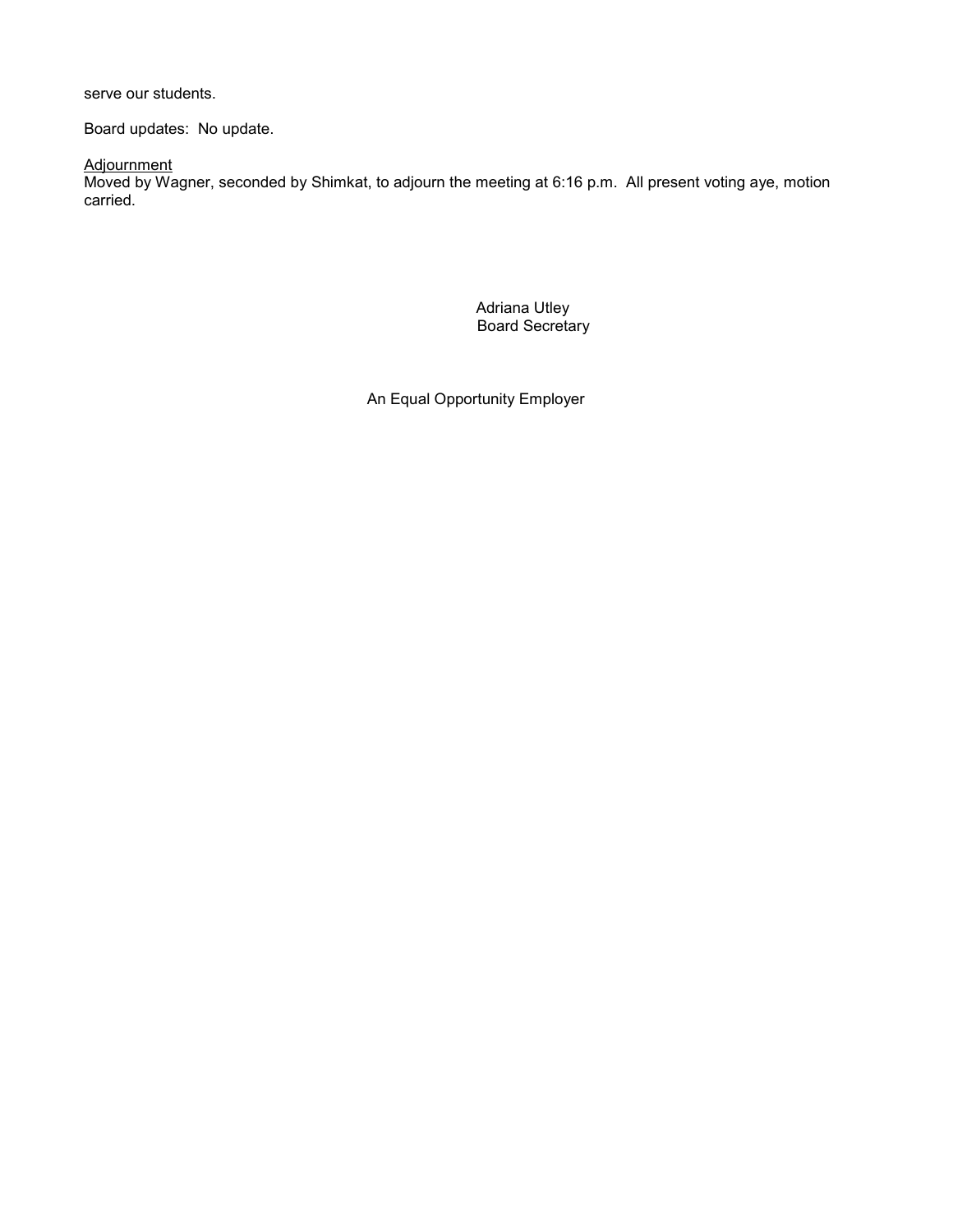serve our students.

Board updates: No update.

<u>Adjournment</u>
Moved by Wagner, seconded by Shimkat, to adjourn the meeting at 6:16 p.m. All present voting aye, motion carried.

Adriana Utley
Board Secretary

An Equal Opportunity Employer